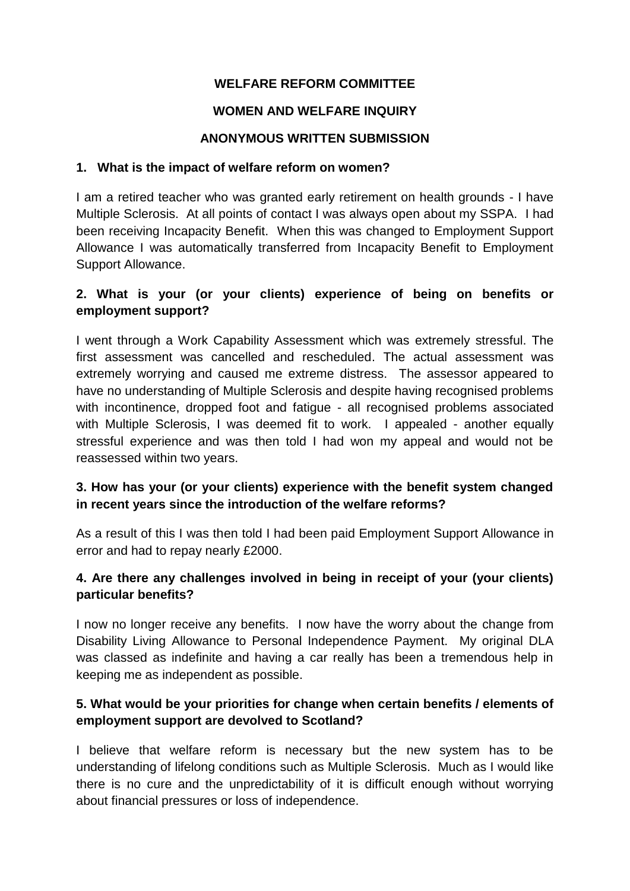**WELFARE REFORM COMMITTEE**

**WOMEN AND WELFARE INQUIRY**

**ANONYMOUS WRITTEN SUBMISSION**

**1. What is the impact of welfare reform on women?**

I am a retired teacher who was granted early retirement on health grounds - I have Multiple Sclerosis. At all points of contact I was always open about my SSPA. I had been receiving Incapacity Benefit. When this was changed to Employment Support Allowance I was automatically transferred from Incapacity Benefit to Employment Support Allowance.

**2. What is your (or your clients) experience of being on benefits or employment support?**

I went through a Work Capability Assessment which was extremely stressful. The first assessment was cancelled and rescheduled. The actual assessment was extremely worrying and caused me extreme distress. The assessor appeared to have no understanding of Multiple Sclerosis and despite having recognised problems with incontinence, dropped foot and fatigue - all recognised problems associated with Multiple Sclerosis, I was deemed fit to work. I appealed - another equally stressful experience and was then told I had won my appeal and would not be reassessed within two years.

**3. How has your (or your clients) experience with the benefit system changed in recent years since the introduction of the welfare reforms?**

As a result of this I was then told I had been paid Employment Support Allowance in error and had to repay nearly £2000.

**4. Are there any challenges involved in being in receipt of your (your clients) particular benefits?**

I now no longer receive any benefits. I now have the worry about the change from Disability Living Allowance to Personal Independence Payment. My original DLA was classed as indefinite and having a car really has been a tremendous help in keeping me as independent as possible.

**5. What would be your priorities for change when certain benefits / elements of employment support are devolved to Scotland?**

I believe that welfare reform is necessary but the new system has to be understanding of lifelong conditions such as Multiple Sclerosis. Much as I would like there is no cure and the unpredictability of it is difficult enough without worrying about financial pressures or loss of independence.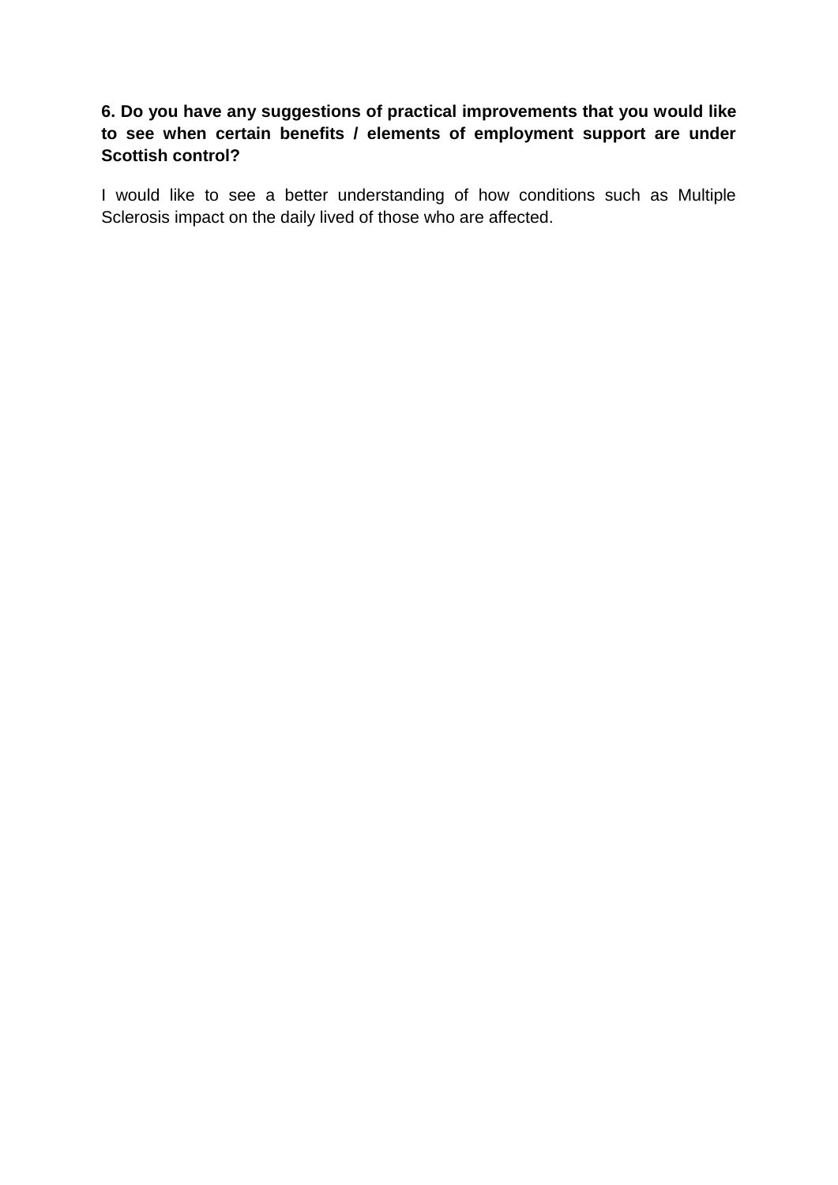**6. Do you have any suggestions of practical improvements that you would like to see when certain benefits / elements of employment support are under Scottish control?**

I would like to see a better understanding of how conditions such as Multiple Sclerosis impact on the daily lived of those who are affected.